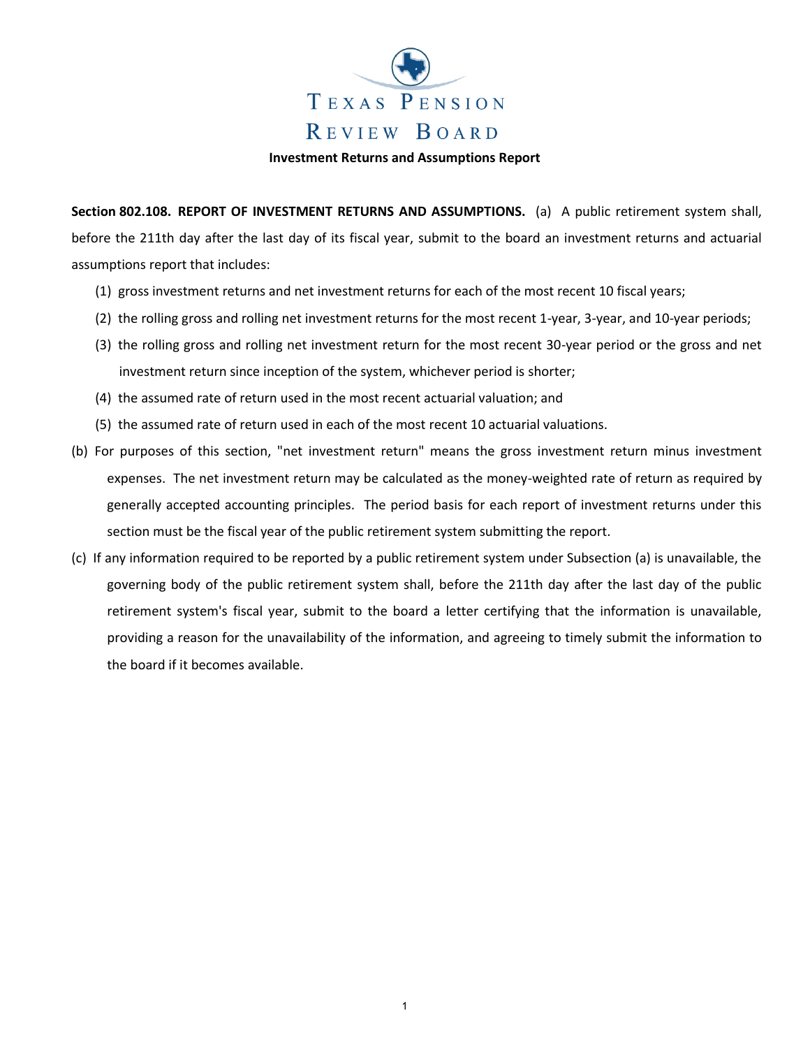# Texas Pension Review Board

## Investment Returns and Assumptions Report

**Section 802.108. REPORT OF INVESTMENT RETURNS AND ASSUMPTIONS.** (a) A public retirement system shall, before the 211th day after the last day of its fiscal year, submit to the board an investment returns and actuarial assumptions report that includes:

(1) gross investment returns and net investment returns for each of the most recent 10 fiscal years;

(2) the rolling gross and rolling net investment returns for the most recent 1-year, 3-year, and 10-year periods;

(3) the rolling gross and rolling net investment return for the most recent 30-year period or the gross and net investment return since inception of the system, whichever period is shorter;

(4) the assumed rate of return used in the most recent actuarial valuation; and

(5) the assumed rate of return used in each of the most recent 10 actuarial valuations.

(b) For purposes of this section, "net investment return" means the gross investment return minus investment expenses. The net investment return may be calculated as the money-weighted rate of return as required by generally accepted accounting principles. The period basis for each report of investment returns under this section must be the fiscal year of the public retirement system submitting the report.

(c) If any information required to be reported by a public retirement system under Subsection (a) is unavailable, the governing body of the public retirement system shall, before the 211th day after the last day of the public retirement system's fiscal year, submit to the board a letter certifying that the information is unavailable, providing a reason for the unavailability of the information, and agreeing to timely submit the information to the board if it becomes available.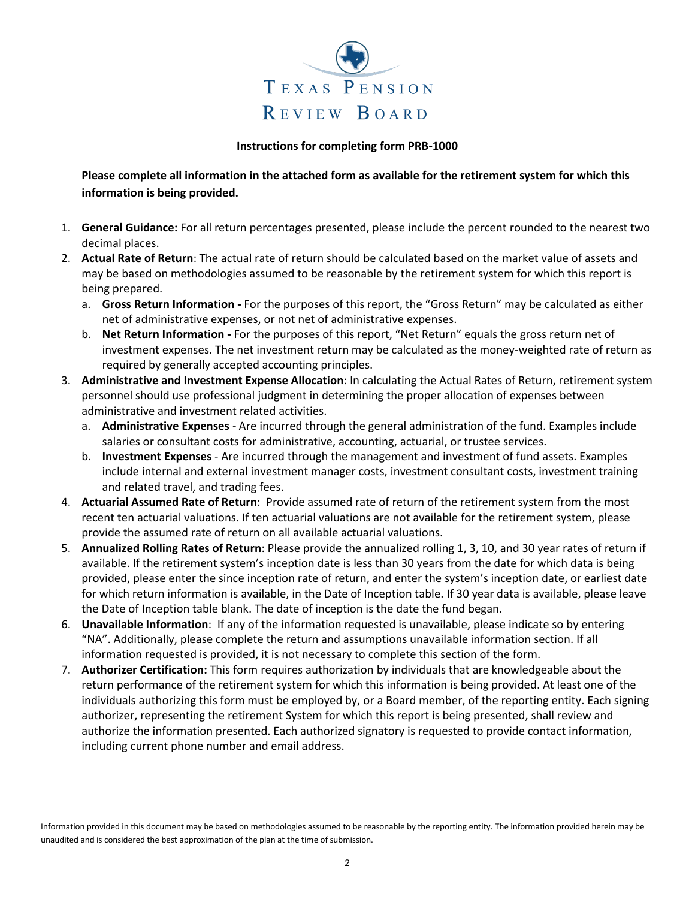TEXAS PENSION REVIEW BOARD

**Instructions for completing form PRB-1000**

**Please complete all information in the attached form as available for the retirement system for which this information is being provided.**

1. **General Guidance:** For all return percentages presented, please include the percent rounded to the nearest two decimal places.
2. **Actual Rate of Return**: The actual rate of return should be calculated based on the market value of assets and may be based on methodologies assumed to be reasonable by the retirement system for which this report is being prepared.
   a. **Gross Return Information -** For the purposes of this report, the "Gross Return" may be calculated as either net of administrative expenses, or not net of administrative expenses.
   b. **Net Return Information -** For the purposes of this report, "Net Return" equals the gross return net of investment expenses. The net investment return may be calculated as the money-weighted rate of return as required by generally accepted accounting principles.
3. **Administrative and Investment Expense Allocation**: In calculating the Actual Rates of Return, retirement system personnel should use professional judgment in determining the proper allocation of expenses between administrative and investment related activities.
   a. **Administrative Expenses** - Are incurred through the general administration of the fund. Examples include salaries or consultant costs for administrative, accounting, actuarial, or trustee services.
   b. **Investment Expenses** - Are incurred through the management and investment of fund assets. Examples include internal and external investment manager costs, investment consultant costs, investment training and related travel, and trading fees.
4. **Actuarial Assumed Rate of Return**: Provide assumed rate of return of the retirement system from the most recent ten actuarial valuations. If ten actuarial valuations are not available for the retirement system, please provide the assumed rate of return on all available actuarial valuations.
5. **Annualized Rolling Rates of Return**: Please provide the annualized rolling 1, 3, 10, and 30 year rates of return if available. If the retirement system's inception date is less than 30 years from the date for which data is being provided, please enter the since inception rate of return, and enter the system's inception date, or earliest date for which return information is available, in the Date of Inception table. If 30 year data is available, please leave the Date of Inception table blank. The date of inception is the date the fund began.
6. **Unavailable Information**: If any of the information requested is unavailable, please indicate so by entering "NA". Additionally, please complete the return and assumptions unavailable information section. If all information requested is provided, it is not necessary to complete this section of the form.
7. **Authorizer Certification:** This form requires authorization by individuals that are knowledgeable about the return performance of the retirement system for which this information is being provided. At least one of the individuals authorizing this form must be employed by, or a Board member, of the reporting entity. Each signing authorizer, representing the retirement System for which this report is being presented, shall review and authorize the information presented. Each authorized signatory is requested to provide contact information, including current phone number and email address.

Information provided in this document may be based on methodologies assumed to be reasonable by the reporting entity. The information provided herein may be unaudited and is considered the best approximation of the plan at the time of submission.